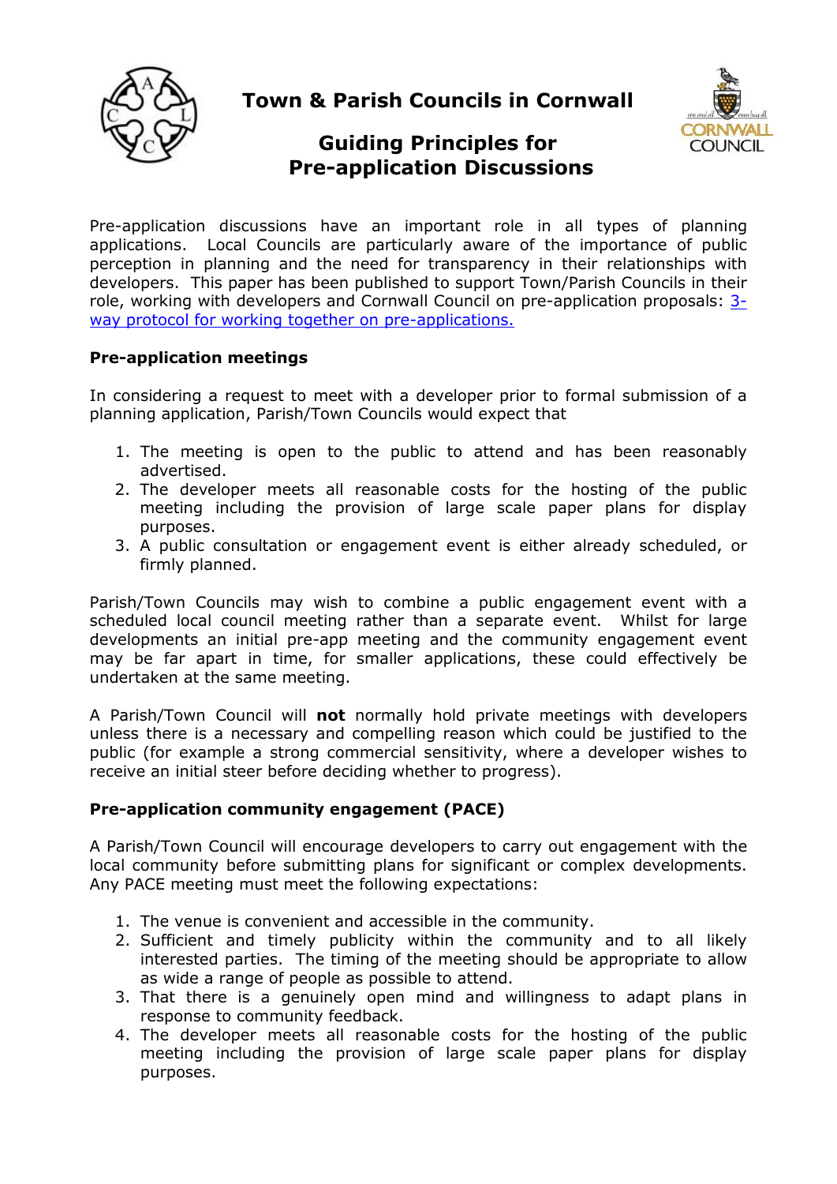# Town & Parish Councils in Cornwall

## Guiding Principles for Pre-application Discussions

Pre-application discussions have an important role in all types of planning applications. Local Councils are particularly aware of the importance of public perception in planning and the need for transparency in their relationships with developers. This paper has been published to support Town/Parish Councils in their role, working with developers and Cornwall Council on pre-application proposals: 3-way protocol for working together on pre-applications.

### Pre-application meetings

In considering a request to meet with a developer prior to formal submission of a planning application, Parish/Town Councils would expect that

1. The meeting is open to the public to attend and has been reasonably advertised.
2. The developer meets all reasonable costs for the hosting of the public meeting including the provision of large scale paper plans for display purposes.
3. A public consultation or engagement event is either already scheduled, or firmly planned.

Parish/Town Councils may wish to combine a public engagement event with a scheduled local council meeting rather than a separate event. Whilst for large developments an initial pre-app meeting and the community engagement event may be far apart in time, for smaller applications, these could effectively be undertaken at the same meeting.

A Parish/Town Council will **not** normally hold private meetings with developers unless there is a necessary and compelling reason which could be justified to the public (for example a strong commercial sensitivity, where a developer wishes to receive an initial steer before deciding whether to progress).

### Pre-application community engagement (PACE)

A Parish/Town Council will encourage developers to carry out engagement with the local community before submitting plans for significant or complex developments. Any PACE meeting must meet the following expectations:

1. The venue is convenient and accessible in the community.
2. Sufficient and timely publicity within the community and to all likely interested parties. The timing of the meeting should be appropriate to allow as wide a range of people as possible to attend.
3. That there is a genuinely open mind and willingness to adapt plans in response to community feedback.
4. The developer meets all reasonable costs for the hosting of the public meeting including the provision of large scale paper plans for display purposes.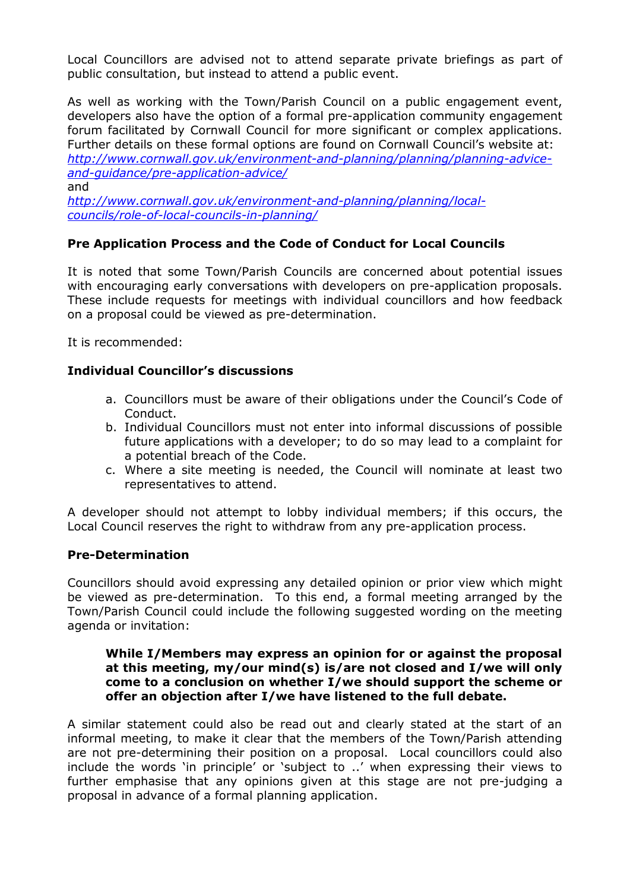Local Councillors are advised not to attend separate private briefings as part of public consultation, but instead to attend a public event.

As well as working with the Town/Parish Council on a public engagement event, developers also have the option of a formal pre-application community engagement forum facilitated by Cornwall Council for more significant or complex applications. Further details on these formal options are found on Cornwall Council's website at: *http://www.cornwall.gov.uk/environment-and-planning/planning/planning-advice-and-guidance/pre-application-advice/*
and
*http://www.cornwall.gov.uk/environment-and-planning/planning/local-councils/role-of-local-councils-in-planning/*

**Pre Application Process and the Code of Conduct for Local Councils**

It is noted that some Town/Parish Councils are concerned about potential issues with encouraging early conversations with developers on pre-application proposals. These include requests for meetings with individual councillors and how feedback on a proposal could be viewed as pre-determination.

It is recommended:

**Individual Councillor's discussions**

a. Councillors must be aware of their obligations under the Council's Code of Conduct.
b. Individual Councillors must not enter into informal discussions of possible future applications with a developer; to do so may lead to a complaint for a potential breach of the Code.
c. Where a site meeting is needed, the Council will nominate at least two representatives to attend.

A developer should not attempt to lobby individual members; if this occurs, the Local Council reserves the right to withdraw from any pre-application process.

**Pre-Determination**

Councillors should avoid expressing any detailed opinion or prior view which might be viewed as pre-determination. To this end, a formal meeting arranged by the Town/Parish Council could include the following suggested wording on the meeting agenda or invitation:

> **While I/Members may express an opinion for or against the proposal at this meeting, my/our mind(s) is/are not closed and I/we will only come to a conclusion on whether I/we should support the scheme or offer an objection after I/we have listened to the full debate.**

A similar statement could also be read out and clearly stated at the start of an informal meeting, to make it clear that the members of the Town/Parish attending are not pre-determining their position on a proposal. Local councillors could also include the words 'in principle' or 'subject to ..' when expressing their views to further emphasise that any opinions given at this stage are not pre-judging a proposal in advance of a formal planning application.